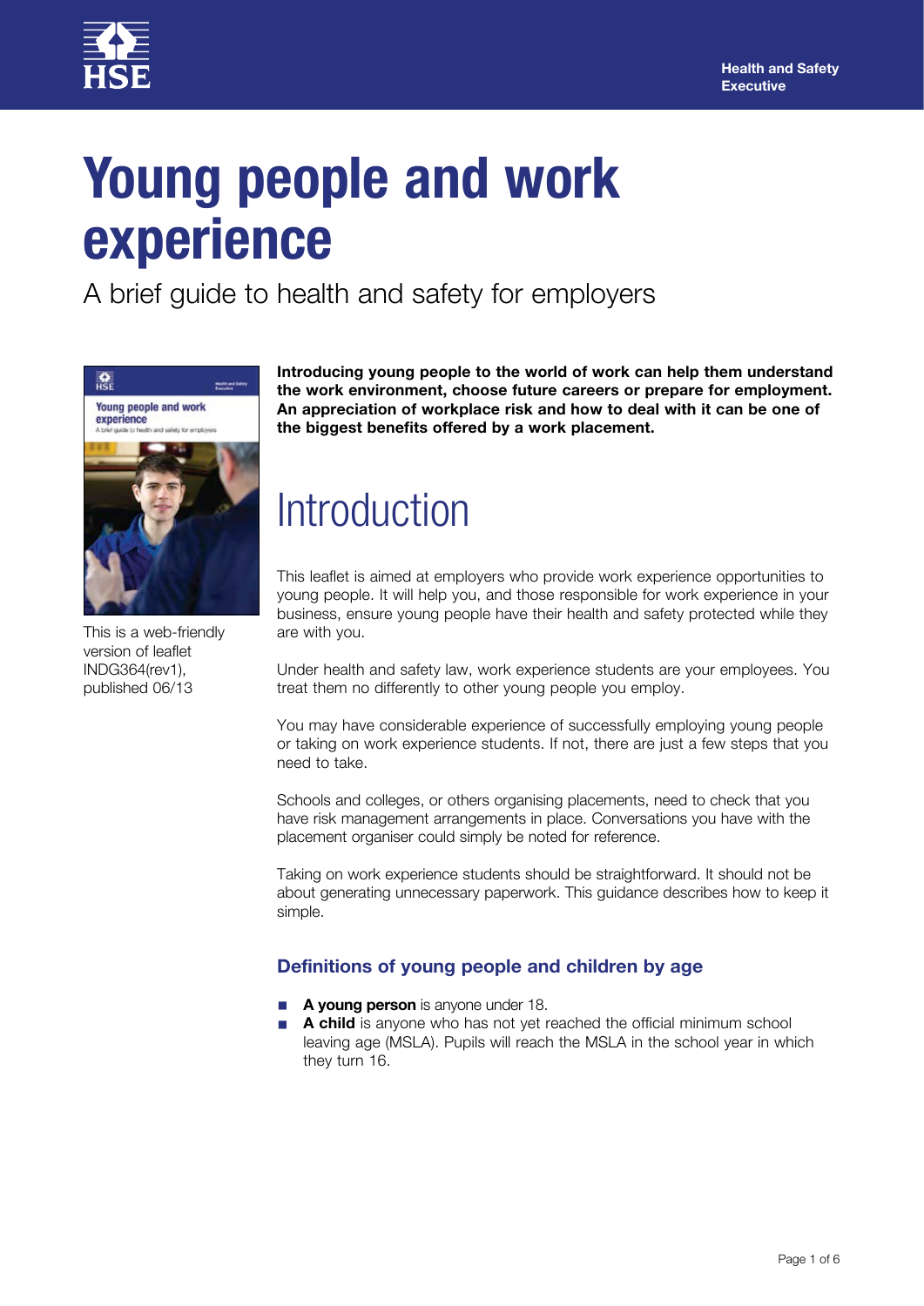Health and Safety Executive

# Young people and work experience

A brief guide to health and safety for employers

This is a web-friendly version of leaflet INDG364(rev1), published 06/13

**Introducing young people to the world of work can help them understand the work environment, choose future careers or prepare for employment. An appreciation of workplace risk and how to deal with it can be one of the biggest benefits offered by a work placement.**

## Introduction

This leaflet is aimed at employers who provide work experience opportunities to young people. It will help you, and those responsible for work experience in your business, ensure young people have their health and safety protected while they are with you.

Under health and safety law, work experience students are your employees. You treat them no differently to other young people you employ.

You may have considerable experience of successfully employing young people or taking on work experience students. If not, there are just a few steps that you need to take.

Schools and colleges, or others organising placements, need to check that you have risk management arrangements in place. Conversations you have with the placement organiser could simply be noted for reference.

Taking on work experience students should be straightforward. It should not be about generating unnecessary paperwork. This guidance describes how to keep it simple.

### Definitions of young people and children by age

- **A young person** is anyone under 18.
- **A child** is anyone who has not yet reached the official minimum school leaving age (MSLA). Pupils will reach the MSLA in the school year in which they turn 16.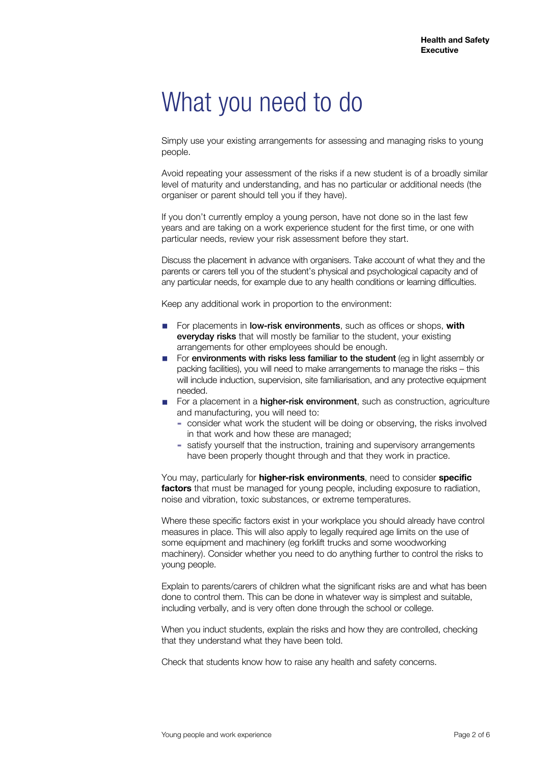# What you need to do

Simply use your existing arrangements for assessing and managing risks to young people.

Avoid repeating your assessment of the risks if a new student is of a broadly similar level of maturity and understanding, and has no particular or additional needs (the organiser or parent should tell you if they have).

If you don't currently employ a young person, have not done so in the last few years and are taking on a work experience student for the first time, or one with particular needs, review your risk assessment before they start.

Discuss the placement in advance with organisers. Take account of what they and the parents or carers tell you of the student's physical and psychological capacity and of any particular needs, for example due to any health conditions or learning difficulties.

Keep any additional work in proportion to the environment:

- For placements in **low-risk environments**, such as offices or shops, **with everyday risks** that will mostly be familiar to the student, your existing arrangements for other employees should be enough.
- For **environments with risks less familiar to the student** (eg in light assembly or packing facilities), you will need to make arrangements to manage the risks – this will include induction, supervision, site familiarisation, and any protective equipment needed.
- For a placement in a **higher-risk environment**, such as construction, agriculture and manufacturing, you will need to:
  - consider what work the student will be doing or observing, the risks involved in that work and how these are managed;
  - satisfy yourself that the instruction, training and supervisory arrangements have been properly thought through and that they work in practice.

You may, particularly for **higher-risk environments**, need to consider **specific factors** that must be managed for young people, including exposure to radiation, noise and vibration, toxic substances, or extreme temperatures.

Where these specific factors exist in your workplace you should already have control measures in place. This will also apply to legally required age limits on the use of some equipment and machinery (eg forklift trucks and some woodworking machinery). Consider whether you need to do anything further to control the risks to young people.

Explain to parents/carers of children what the significant risks are and what has been done to control them. This can be done in whatever way is simplest and suitable, including verbally, and is very often done through the school or college.

When you induct students, explain the risks and how they are controlled, checking that they understand what they have been told.

Check that students know how to raise any health and safety concerns.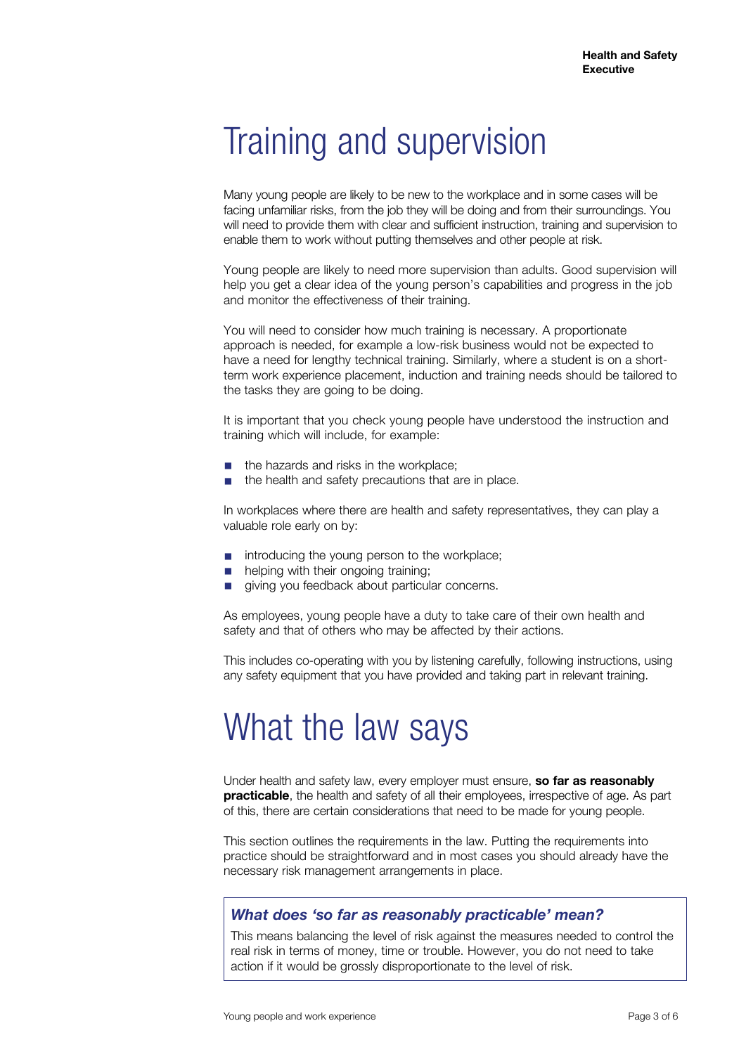# Training and supervision

Many young people are likely to be new to the workplace and in some cases will be facing unfamiliar risks, from the job they will be doing and from their surroundings. You will need to provide them with clear and sufficient instruction, training and supervision to enable them to work without putting themselves and other people at risk.

Young people are likely to need more supervision than adults. Good supervision will help you get a clear idea of the young person's capabilities and progress in the job and monitor the effectiveness of their training.

You will need to consider how much training is necessary. A proportionate approach is needed, for example a low-risk business would not be expected to have a need for lengthy technical training. Similarly, where a student is on a short-term work experience placement, induction and training needs should be tailored to the tasks they are going to be doing.

It is important that you check young people have understood the instruction and training which will include, for example:

- the hazards and risks in the workplace;
- the health and safety precautions that are in place.

In workplaces where there are health and safety representatives, they can play a valuable role early on by:

- introducing the young person to the workplace;
- helping with their ongoing training;
- giving you feedback about particular concerns.

As employees, young people have a duty to take care of their own health and safety and that of others who may be affected by their actions.

This includes co-operating with you by listening carefully, following instructions, using any safety equipment that you have provided and taking part in relevant training.

# What the law says

Under health and safety law, every employer must ensure, **so far as reasonably practicable**, the health and safety of all their employees, irrespective of age. As part of this, there are certain considerations that need to be made for young people.

This section outlines the requirements in the law. Putting the requirements into practice should be straightforward and in most cases you should already have the necessary risk management arrangements in place.

> ***What does 'so far as reasonably practicable' mean?***
>
> This means balancing the level of risk against the measures needed to control the real risk in terms of money, time or trouble. However, you do not need to take action if it would be grossly disproportionate to the level of risk.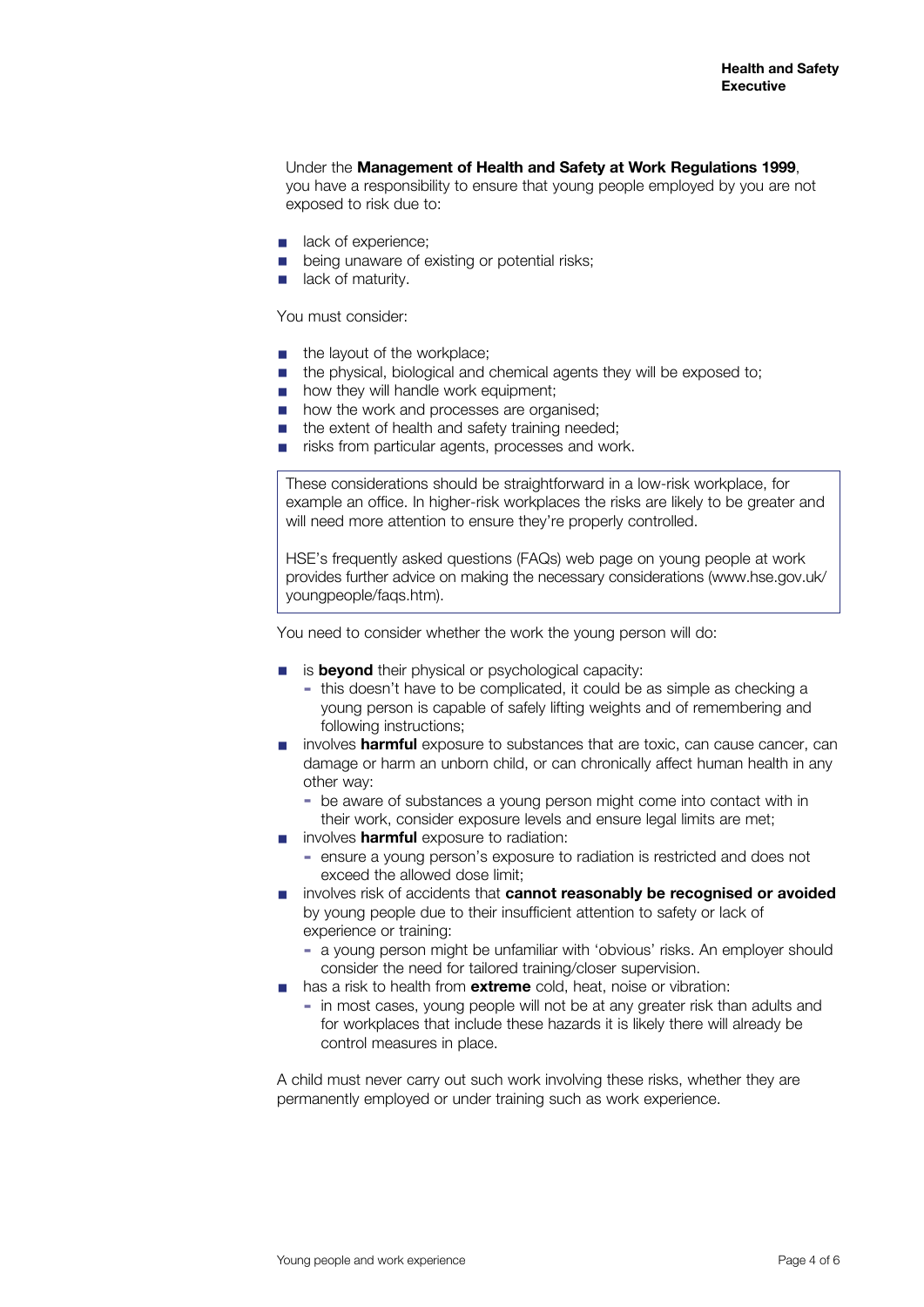Under the **Management of Health and Safety at Work Regulations 1999**, you have a responsibility to ensure that young people employed by you are not exposed to risk due to:

- lack of experience;
- being unaware of existing or potential risks;
- lack of maturity.

You must consider:

- the layout of the workplace;
- the physical, biological and chemical agents they will be exposed to;
- how they will handle work equipment;
- how the work and processes are organised;
- the extent of health and safety training needed;
- risks from particular agents, processes and work.

> These considerations should be straightforward in a low-risk workplace, for example an office. In higher-risk workplaces the risks are likely to be greater and will need more attention to ensure they're properly controlled.
>
> HSE's frequently asked questions (FAQs) web page on young people at work provides further advice on making the necessary considerations (www.hse.gov.uk/youngpeople/faqs.htm).

You need to consider whether the work the young person will do:

- is **beyond** their physical or psychological capacity:
  - this doesn't have to be complicated, it could be as simple as checking a young person is capable of safely lifting weights and of remembering and following instructions;
- involves **harmful** exposure to substances that are toxic, can cause cancer, can damage or harm an unborn child, or can chronically affect human health in any other way:
  - be aware of substances a young person might come into contact with in their work, consider exposure levels and ensure legal limits are met;
- involves **harmful** exposure to radiation:
  - ensure a young person's exposure to radiation is restricted and does not exceed the allowed dose limit;
- involves risk of accidents that **cannot reasonably be recognised or avoided** by young people due to their insufficient attention to safety or lack of experience or training:
  - a young person might be unfamiliar with 'obvious' risks. An employer should consider the need for tailored training/closer supervision.
- has a risk to health from **extreme** cold, heat, noise or vibration:
  - in most cases, young people will not be at any greater risk than adults and for workplaces that include these hazards it is likely there will already be control measures in place.

A child must never carry out such work involving these risks, whether they are permanently employed or under training such as work experience.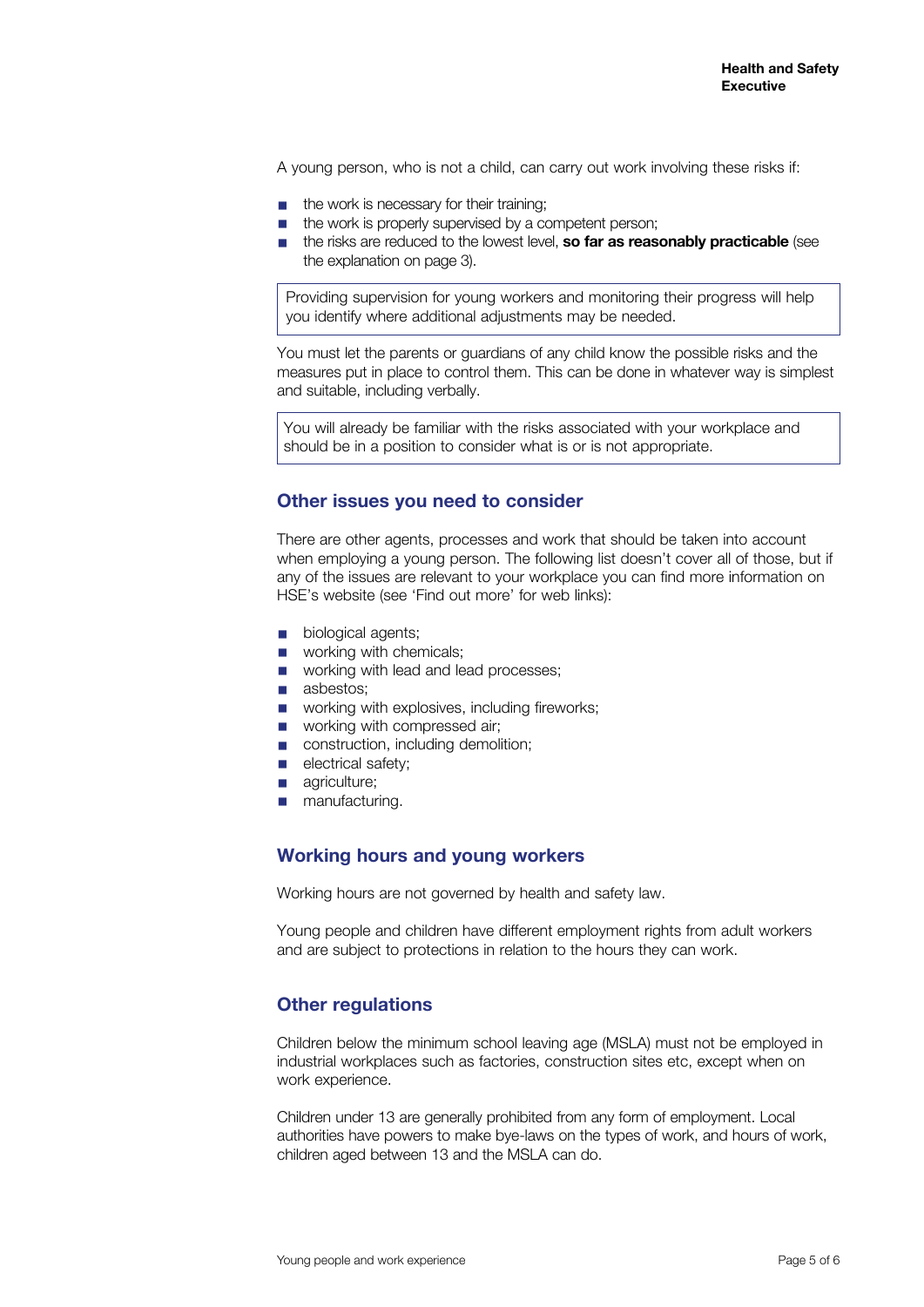A young person, who is not a child, can carry out work involving these risks if:

- the work is necessary for their training;
- the work is properly supervised by a competent person;
- the risks are reduced to the lowest level, **so far as reasonably practicable** (see the explanation on page 3).

> Providing supervision for young workers and monitoring their progress will help you identify where additional adjustments may be needed.

You must let the parents or guardians of any child know the possible risks and the measures put in place to control them. This can be done in whatever way is simplest and suitable, including verbally.

> You will already be familiar with the risks associated with your workplace and should be in a position to consider what is or is not appropriate.

## Other issues you need to consider

There are other agents, processes and work that should be taken into account when employing a young person. The following list doesn't cover all of those, but if any of the issues are relevant to your workplace you can find more information on HSE's website (see 'Find out more' for web links):

- biological agents;
- working with chemicals;
- working with lead and lead processes;
- asbestos;
- working with explosives, including fireworks;
- working with compressed air;
- construction, including demolition;
- electrical safety;
- agriculture;
- manufacturing.

## Working hours and young workers

Working hours are not governed by health and safety law.

Young people and children have different employment rights from adult workers and are subject to protections in relation to the hours they can work.

## Other regulations

Children below the minimum school leaving age (MSLA) must not be employed in industrial workplaces such as factories, construction sites etc, except when on work experience.

Children under 13 are generally prohibited from any form of employment. Local authorities have powers to make bye-laws on the types of work, and hours of work, children aged between 13 and the MSLA can do.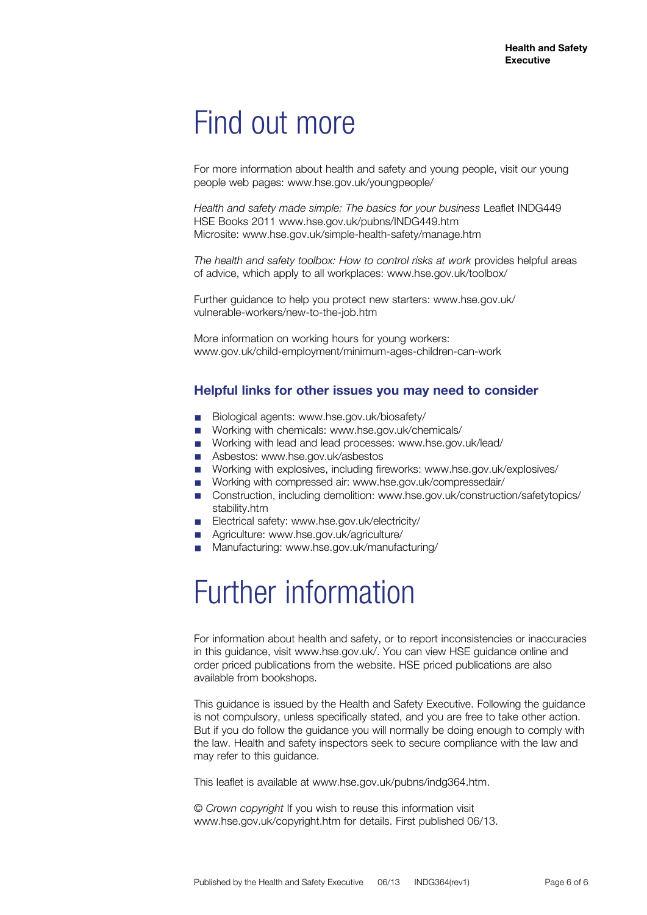# Find out more

For more information about health and safety and young people, visit our young people web pages: www.hse.gov.uk/youngpeople/

*Health and safety made simple: The basics for your business* Leaflet INDG449 HSE Books 2011 www.hse.gov.uk/pubns/INDG449.htm
Microsite: www.hse.gov.uk/simple-health-safety/manage.htm

*The health and safety toolbox: How to control risks at work* provides helpful areas of advice, which apply to all workplaces: www.hse.gov.uk/toolbox/

Further guidance to help you protect new starters: www.hse.gov.uk/vulnerable-workers/new-to-the-job.htm

More information on working hours for young workers: www.gov.uk/child-employment/minimum-ages-children-can-work

## Helpful links for other issues you may need to consider

- Biological agents: www.hse.gov.uk/biosafety/
- Working with chemicals: www.hse.gov.uk/chemicals/
- Working with lead and lead processes: www.hse.gov.uk/lead/
- Asbestos: www.hse.gov.uk/asbestos
- Working with explosives, including fireworks: www.hse.gov.uk/explosives/
- Working with compressed air: www.hse.gov.uk/compressedair/
- Construction, including demolition: www.hse.gov.uk/construction/safetytopics/stability.htm
- Electrical safety: www.hse.gov.uk/electricity/
- Agriculture: www.hse.gov.uk/agriculture/
- Manufacturing: www.hse.gov.uk/manufacturing/

# Further information

For information about health and safety, or to report inconsistencies or inaccuracies in this guidance, visit www.hse.gov.uk/. You can view HSE guidance online and order priced publications from the website. HSE priced publications are also available from bookshops.

This guidance is issued by the Health and Safety Executive. Following the guidance is not compulsory, unless specifically stated, and you are free to take other action. But if you do follow the guidance you will normally be doing enough to comply with the law. Health and safety inspectors seek to secure compliance with the law and may refer to this guidance.

This leaflet is available at www.hse.gov.uk/pubns/indg364.htm.

© *Crown copyright* If you wish to reuse this information visit www.hse.gov.uk/copyright.htm for details. First published 06/13.

Published by the Health and Safety Executive 06/13 INDG364(rev1)